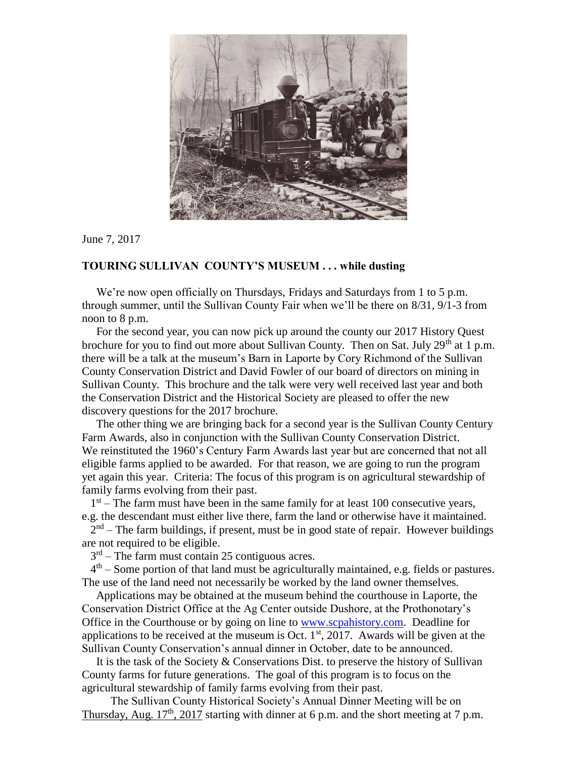June 7, 2017

**TOURING SULLIVAN COUNTY'S MUSEUM . . . while dusting**

We're now open officially on Thursdays, Fridays and Saturdays from 1 to 5 p.m. through summer, until the Sullivan County Fair when we'll be there on 8/31, 9/1-3 from noon to 8 p.m.

For the second year, you can now pick up around the county our 2017 History Quest brochure for you to find out more about Sullivan County. Then on Sat. July 29th at 1 p.m. there will be a talk at the museum's Barn in Laporte by Cory Richmond of the Sullivan County Conservation District and David Fowler of our board of directors on mining in Sullivan County. This brochure and the talk were very well received last year and both the Conservation District and the Historical Society are pleased to offer the new discovery questions for the 2017 brochure.

The other thing we are bringing back for a second year is the Sullivan County Century Farm Awards, also in conjunction with the Sullivan County Conservation District. We reinstituted the 1960's Century Farm Awards last year but are concerned that not all eligible farms applied to be awarded. For that reason, we are going to run the program yet again this year. Criteria: The focus of this program is on agricultural stewardship of family farms evolving from their past.

1st – The farm must have been in the same family for at least 100 consecutive years, e.g. the descendant must either live there, farm the land or otherwise have it maintained.

2nd – The farm buildings, if present, must be in good state of repair. However buildings are not required to be eligible.

3rd – The farm must contain 25 contiguous acres.

4th – Some portion of that land must be agriculturally maintained, e.g. fields or pastures. The use of the land need not necessarily be worked by the land owner themselves.

Applications may be obtained at the museum behind the courthouse in Laporte, the Conservation District Office at the Ag Center outside Dushore, at the Prothonotary's Office in the Courthouse or by going on line to www.scpahistory.com. Deadline for applications to be received at the museum is Oct. 1st, 2017. Awards will be given at the Sullivan County Conservation's annual dinner in October, date to be announced.

It is the task of the Society & Conservations Dist. to preserve the history of Sullivan County farms for future generations. The goal of this program is to focus on the agricultural stewardship of family farms evolving from their past.

The Sullivan County Historical Society's Annual Dinner Meeting will be on Thursday, Aug. 17th, 2017 starting with dinner at 6 p.m. and the short meeting at 7 p.m.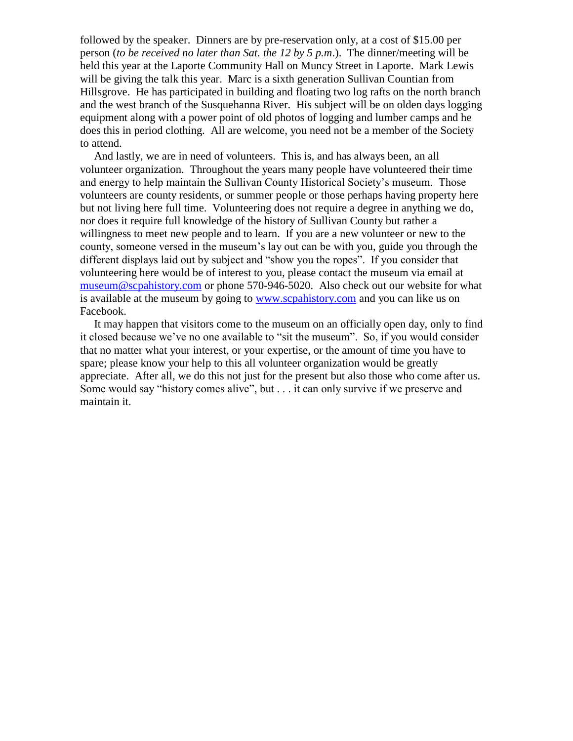followed by the speaker. Dinners are by pre-reservation only, at a cost of $15.00 per person (*to be received no later than Sat. the 12 by 5 p.m*.). The dinner/meeting will be held this year at the Laporte Community Hall on Muncy Street in Laporte. Mark Lewis will be giving the talk this year. Marc is a sixth generation Sullivan Countian from Hillsgrove. He has participated in building and floating two log rafts on the north branch and the west branch of the Susquehanna River. His subject will be on olden days logging equipment along with a power point of old photos of logging and lumber camps and he does this in period clothing. All are welcome, you need not be a member of the Society to attend.

And lastly, we are in need of volunteers. This is, and has always been, an all volunteer organization. Throughout the years many people have volunteered their time and energy to help maintain the Sullivan County Historical Society's museum. Those volunteers are county residents, or summer people or those perhaps having property here but not living here full time. Volunteering does not require a degree in anything we do, nor does it require full knowledge of the history of Sullivan County but rather a willingness to meet new people and to learn. If you are a new volunteer or new to the county, someone versed in the museum's lay out can be with you, guide you through the different displays laid out by subject and "show you the ropes". If you consider that volunteering here would be of interest to you, please contact the museum via email at museum@scpahistory.com or phone 570-946-5020. Also check out our website for what is available at the museum by going to www.scpahistory.com and you can like us on Facebook.

It may happen that visitors come to the museum on an officially open day, only to find it closed because we've no one available to "sit the museum". So, if you would consider that no matter what your interest, or your expertise, or the amount of time you have to spare; please know your help to this all volunteer organization would be greatly appreciate. After all, we do this not just for the present but also those who come after us. Some would say "history comes alive", but . . . it can only survive if we preserve and maintain it.